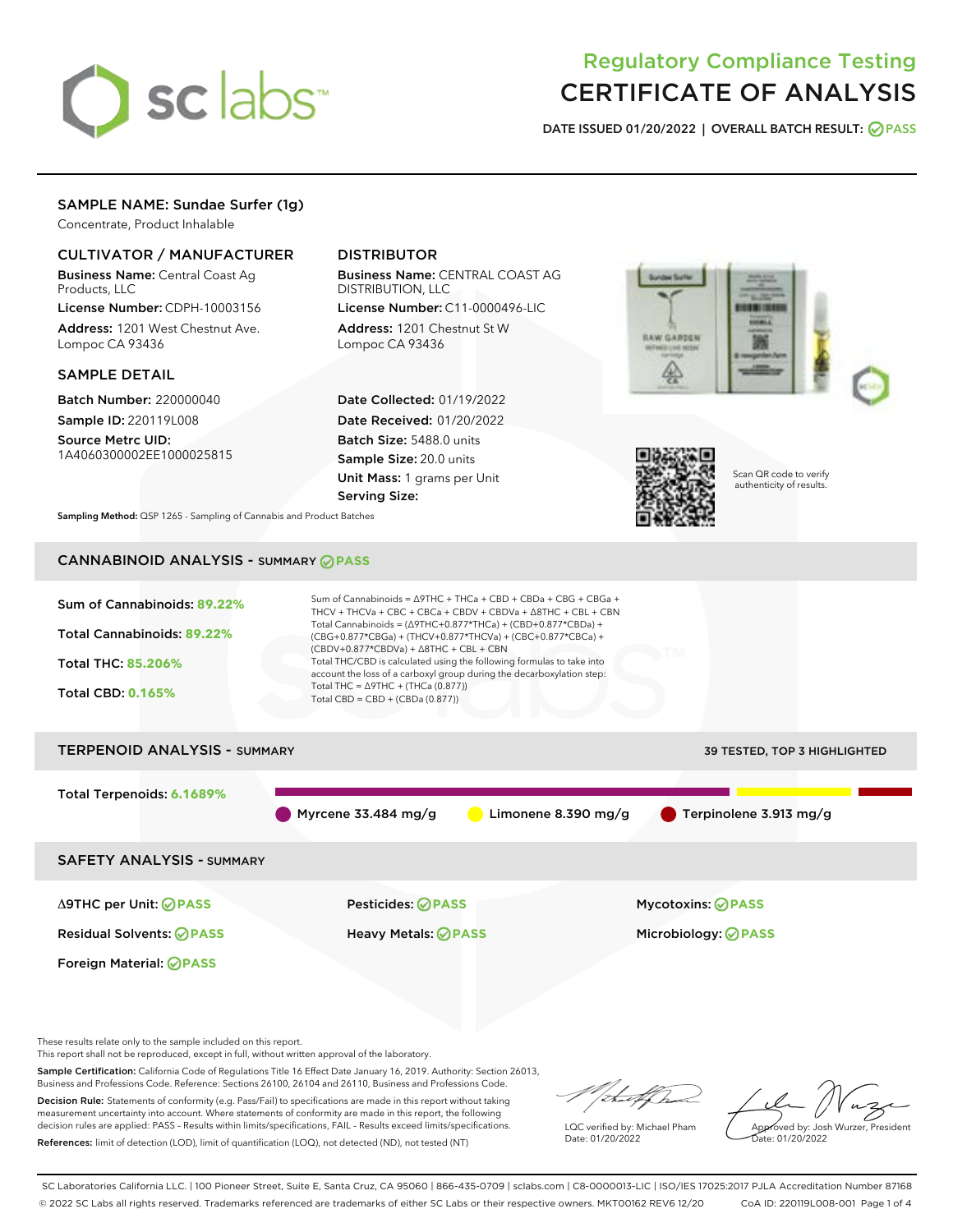# Regulatory Compliance Testing
# CERTIFICATE OF ANALYSIS

**DATE ISSUED** 01/20/2022 | **OVERALL BATCH RESULT:** PASS

## SAMPLE NAME: Sundae Surfer (1g)

Concentrate, Product Inhalable

### CULTIVATOR / MANUFACTURER

**Business Name:** Central Coast Ag Products, LLC
**License Number:** CDPH-10003156
**Address:** 1201 West Chestnut Ave. Lompoc CA 93436

### DISTRIBUTOR

**Business Name:** CENTRAL COAST AG DISTRIBUTION, LLC
**License Number:** C11-0000496-LIC
**Address:** 1201 Chestnut St W Lompoc CA 93436

### SAMPLE DETAIL

**Batch Number:** 220000040
**Sample ID:** 220119L008
**Source Metrc UID:** 1A4060300002EE1000025815

**Date Collected:** 01/19/2022
**Date Received:** 01/20/2022
**Batch Size:** 5488.0 units
**Sample Size:** 20.0 units
**Unit Mass:** 1 grams per Unit
**Serving Size:**

Scan QR code to verify authenticity of results.

**Sampling Method:** QSP 1265 - Sampling of Cannabis and Product Batches

## CANNABINOID ANALYSIS - SUMMARY PASS

**Sum of Cannabinoids:** 89.22%
**Total Cannabinoids:** 89.22%
**Total THC:** 85.206%
**Total CBD:** 0.165%

Sum of Cannabinoids = Δ9THC + THCa + CBD + CBDa + CBG + CBGa + THCV + THCVa + CBC + CBCa + CBDV + CBDVa + Δ8THC + CBL + CBN
Total Cannabinoids = (Δ9THC+0.877*THCa) + (CBD+0.877*CBDa) + (CBG+0.877*CBGa) + (THCV+0.877*THCVa) + (CBC+0.877*CBCa) + (CBDV+0.877*CBDVa) + Δ8THC + CBL + CBN
Total THC/CBD is calculated using the following formulas to take into account the loss of a carboxyl group during the decarboxylation step:
Total THC = Δ9THC + (THCa (0.877))
Total CBD = CBD + (CBDa (0.877))

## TERPENOID ANALYSIS - SUMMARY

39 TESTED, TOP 3 HIGHLIGHTED

**Total Terpenoids:** 6.1689%

Myrcene 33.484 mg/g | Limonene 8.390 mg/g | Terpinolene 3.913 mg/g

## SAFETY ANALYSIS - SUMMARY

| | | |
|---|---|---|
| Δ9THC per Unit: PASS | Pesticides: PASS | Mycotoxins: PASS |
| Residual Solvents: PASS | Heavy Metals: PASS | Microbiology: PASS |
| Foreign Material: PASS | | |

These results relate only to the sample included on this report.
This report shall not be reproduced, except in full, without written approval of the laboratory.

**Sample Certification:** California Code of Regulations Title 16 Effect Date January 16, 2019. Authority: Section 26013, Business and Professions Code. Reference: Sections 26100, 26104 and 26110, Business and Professions Code.

**Decision Rule:** Statements of conformity (e.g. Pass/Fail) to specifications are made in this report without taking measurement uncertainty into account. Where statements of conformity are made in this report, the following decision rules are applied: PASS – Results within limits/specifications, FAIL – Results exceed limits/specifications.

**References:** limit of detection (LOD), limit of quantification (LOQ), not detected (ND), not tested (NT)

LQC verified by: Michael Pham
Date: 01/20/2022

Approved by: Josh Wurzer, President
Date: 01/20/2022

SC Laboratories California LLC. | 100 Pioneer Street, Suite E, Santa Cruz, CA 95060 | 866-435-0709 | sclabs.com | C8-0000013-LIC | ISO/IES 17025:2017 PJLA Accreditation Number 87168
© 2022 SC Labs all rights reserved. Trademarks referenced are trademarks of either SC Labs or their respective owners. MKT00162 REV6 12/20 CoA ID: 220119L008-001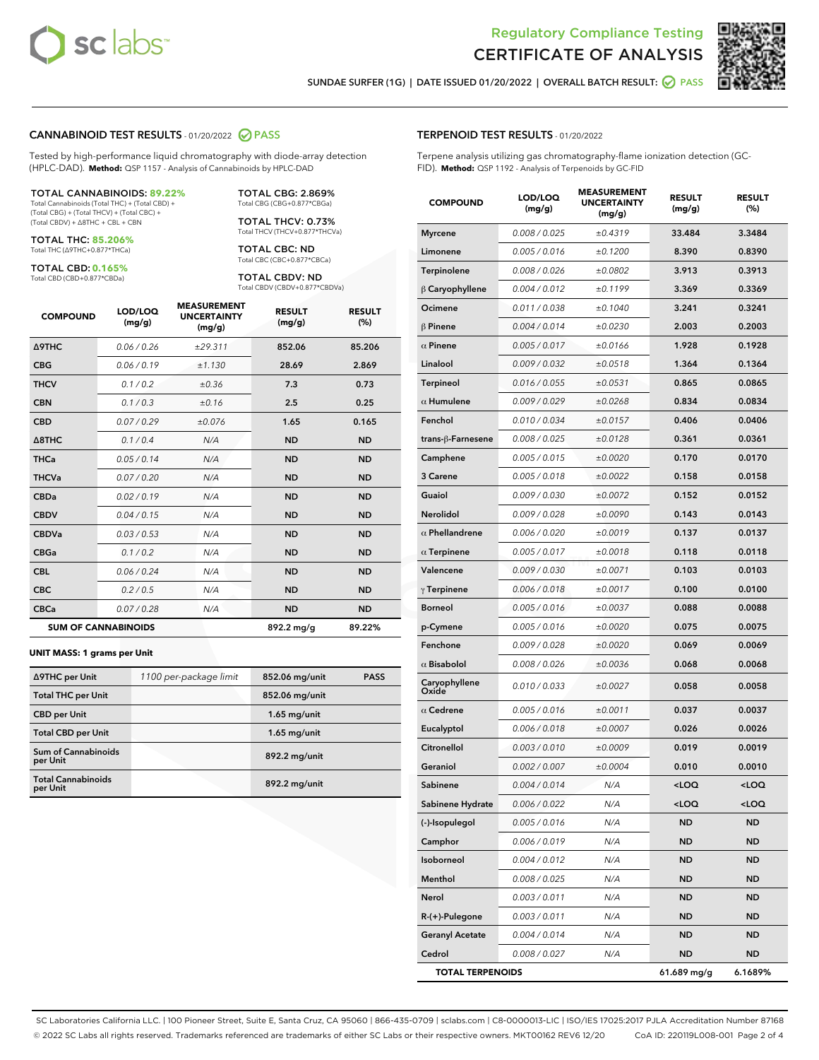Regulatory Compliance Testing
# CERTIFICATE OF ANALYSIS

SUNDAE SURFER (1G) | DATE ISSUED 01/20/2022 | OVERALL BATCH RESULT: PASS

## CANNABINOID TEST RESULTS - 01/20/2022 PASS

Tested by high-performance liquid chromatography with diode-array detection (HPLC-DAD). **Method:** QSP 1157 - Analysis of Cannabinoids by HPLC-DAD

**TOTAL CANNABINOIDS: 89.22%**
Total Cannabinoids (Total THC) + (Total CBD) + (Total CBG) + (Total THCV) + (Total CBC) + (Total CBDV) + Δ8THC + CBL + CBN

**TOTAL THC: 85.206%**
Total THC (Δ9THC+0.877*THCa)

**TOTAL CBD: 0.165%**
Total CBD (CBD+0.877*CBDa)

**TOTAL CBG: 2.869%**
Total CBG (CBG+0.877*CBGa)

**TOTAL THCV: 0.73%**
Total THCV (THCV+0.877*THCVa)

**TOTAL CBC: ND**
Total CBC (CBC+0.877*CBCa)

**TOTAL CBDV: ND**
Total CBDV (CBDV+0.877*CBDVa)

| COMPOUND | LOD/LOQ (mg/g) | MEASUREMENT UNCERTAINTY (mg/g) | RESULT (mg/g) | RESULT (%) |
|---|---|---|---|---|
| Δ9THC | 0.06 / 0.26 | ±29.311 | 852.06 | 85.206 |
| CBG | 0.06 / 0.19 | ±1.130 | 28.69 | 2.869 |
| THCV | 0.1 / 0.2 | ±0.36 | 7.3 | 0.73 |
| CBN | 0.1 / 0.3 | ±0.16 | 2.5 | 0.25 |
| CBD | 0.07 / 0.29 | ±0.076 | 1.65 | 0.165 |
| Δ8THC | 0.1 / 0.4 | N/A | ND | ND |
| THCa | 0.05 / 0.14 | N/A | ND | ND |
| THCVa | 0.07 / 0.20 | N/A | ND | ND |
| CBDa | 0.02 / 0.19 | N/A | ND | ND |
| CBDV | 0.04 / 0.15 | N/A | ND | ND |
| CBDVa | 0.03 / 0.53 | N/A | ND | ND |
| CBGa | 0.1 / 0.2 | N/A | ND | ND |
| CBL | 0.06 / 0.24 | N/A | ND | ND |
| CBC | 0.2 / 0.5 | N/A | ND | ND |
| CBCa | 0.07 / 0.28 | N/A | ND | ND |
| **SUM OF CANNABINOIDS** | | | 892.2 mg/g | 89.22% |

**UNIT MASS: 1 grams per Unit**

| | | | |
|---|---|---|---|
| Δ9THC per Unit | 1100 per-package limit | 852.06 mg/unit | PASS |
| Total THC per Unit | | 852.06 mg/unit | |
| CBD per Unit | | 1.65 mg/unit | |
| Total CBD per Unit | | 1.65 mg/unit | |
| Sum of Cannabinoids per Unit | | 892.2 mg/unit | |
| Total Cannabinoids per Unit | | 892.2 mg/unit | |

## TERPENOID TEST RESULTS - 01/20/2022

Terpene analysis utilizing gas chromatography-flame ionization detection (GC-FID). **Method:** QSP 1192 - Analysis of Terpenoids by GC-FID

| COMPOUND | LOD/LOQ (mg/g) | MEASUREMENT UNCERTAINTY (mg/g) | RESULT (mg/g) | RESULT (%) |
|---|---|---|---|---|
| Myrcene | 0.008 / 0.025 | ±0.4319 | 33.484 | 3.3484 |
| Limonene | 0.005 / 0.016 | ±0.1200 | 8.390 | 0.8390 |
| Terpinolene | 0.008 / 0.026 | ±0.0802 | 3.913 | 0.3913 |
| β Caryophyllene | 0.004 / 0.012 | ±0.1199 | 3.369 | 0.3369 |
| Ocimene | 0.011 / 0.038 | ±0.1040 | 3.241 | 0.3241 |
| β Pinene | 0.004 / 0.014 | ±0.0230 | 2.003 | 0.2003 |
| α Pinene | 0.005 / 0.017 | ±0.0166 | 1.928 | 0.1928 |
| Linalool | 0.009 / 0.032 | ±0.0518 | 1.364 | 0.1364 |
| Terpineol | 0.016 / 0.055 | ±0.0531 | 0.865 | 0.0865 |
| α Humulene | 0.009 / 0.029 | ±0.0268 | 0.834 | 0.0834 |
| Fenchol | 0.010 / 0.034 | ±0.0157 | 0.406 | 0.0406 |
| trans-β-Farnesene | 0.008 / 0.025 | ±0.0128 | 0.361 | 0.0361 |
| Camphene | 0.005 / 0.015 | ±0.0020 | 0.170 | 0.0170 |
| 3 Carene | 0.005 / 0.018 | ±0.0022 | 0.158 | 0.0158 |
| Guaiol | 0.009 / 0.030 | ±0.0072 | 0.152 | 0.0152 |
| Nerolidol | 0.009 / 0.028 | ±0.0090 | 0.143 | 0.0143 |
| α Phellandrene | 0.006 / 0.020 | ±0.0019 | 0.137 | 0.0137 |
| α Terpinene | 0.005 / 0.017 | ±0.0018 | 0.118 | 0.0118 |
| Valencene | 0.009 / 0.030 | ±0.0071 | 0.103 | 0.0103 |
| γ Terpinene | 0.006 / 0.018 | ±0.0017 | 0.100 | 0.0100 |
| Borneol | 0.005 / 0.016 | ±0.0037 | 0.088 | 0.0088 |
| p-Cymene | 0.005 / 0.016 | ±0.0020 | 0.075 | 0.0075 |
| Fenchone | 0.009 / 0.028 | ±0.0020 | 0.069 | 0.0069 |
| α Bisabolol | 0.008 / 0.026 | ±0.0036 | 0.068 | 0.0068 |
| Caryophyllene Oxide | 0.010 / 0.033 | ±0.0027 | 0.058 | 0.0058 |
| α Cedrene | 0.005 / 0.016 | ±0.0011 | 0.037 | 0.0037 |
| Eucalyptol | 0.006 / 0.018 | ±0.0007 | 0.026 | 0.0026 |
| Citronellol | 0.003 / 0.010 | ±0.0009 | 0.019 | 0.0019 |
| Geraniol | 0.002 / 0.007 | ±0.0004 | 0.010 | 0.0010 |
| Sabinene | 0.004 / 0.014 | N/A | <LOQ | <LOQ |
| Sabinene Hydrate | 0.006 / 0.022 | N/A | <LOQ | <LOQ |
| (-)-Isopulegol | 0.005 / 0.016 | N/A | ND | ND |
| Camphor | 0.006 / 0.019 | N/A | ND | ND |
| Isoborneol | 0.004 / 0.012 | N/A | ND | ND |
| Menthol | 0.008 / 0.025 | N/A | ND | ND |
| Nerol | 0.003 / 0.011 | N/A | ND | ND |
| R-(+)-Pulegone | 0.003 / 0.011 | N/A | ND | ND |
| Geranyl Acetate | 0.004 / 0.014 | N/A | ND | ND |
| Cedrol | 0.008 / 0.027 | N/A | ND | ND |
| **TOTAL TERPENOIDS** | | | 61.689 mg/g | 6.1689% |

SC Laboratories California LLC. | 100 Pioneer Street, Suite E, Santa Cruz, CA 95060 | 866-435-0709 | sclabs.com | C8-0000013-LIC | ISO/IES 17025:2017 PJLA Accreditation Number 87168
© 2022 SC Labs all rights reserved. Trademarks referenced are trademarks of either SC Labs or their respective owners. MKT00162 REV6 12/20 CoA ID: 220119L008-001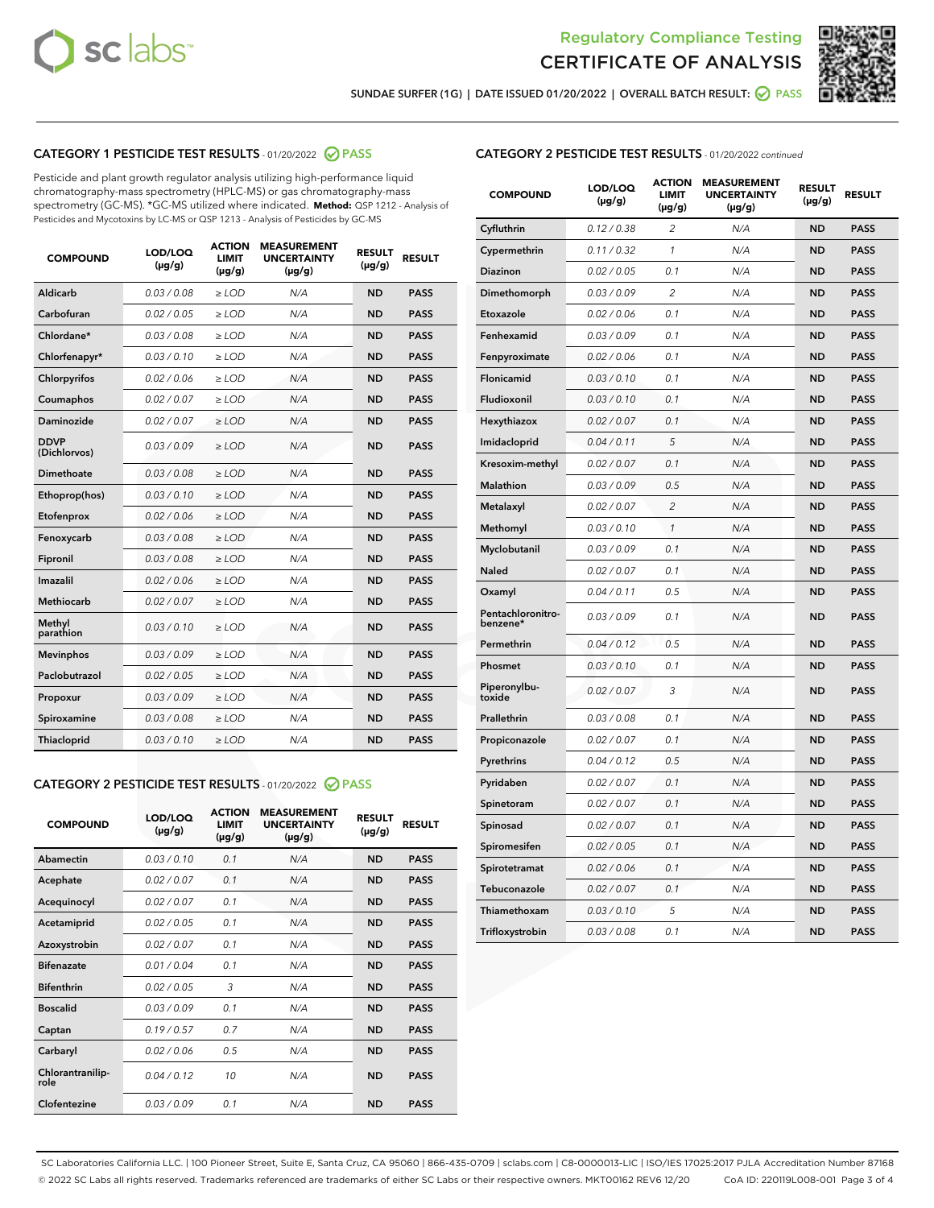# Regulatory Compliance Testing
## CERTIFICATE OF ANALYSIS

SUNDAE SURFER (1G) | DATE ISSUED 01/20/2022 | OVERALL BATCH RESULT: PASS

### CATEGORY 1 PESTICIDE TEST RESULTS - 01/20/2022 PASS

Pesticide and plant growth regulator analysis utilizing high-performance liquid chromatography-mass spectrometry (HPLC-MS) or gas chromatography-mass spectrometry (GC-MS). *GC-MS utilized where indicated. **Method:** QSP 1212 - Analysis of Pesticides and Mycotoxins by LC-MS or QSP 1213 - Analysis of Pesticides by GC-MS

| COMPOUND | LOD/LOQ (µg/g) | ACTION LIMIT (µg/g) | MEASUREMENT UNCERTAINTY (µg/g) | RESULT (µg/g) | RESULT |
|---|---|---|---|---|---|
| Aldicarb | 0.03 / 0.08 | ≥ LOD | N/A | ND | PASS |
| Carbofuran | 0.02 / 0.05 | ≥ LOD | N/A | ND | PASS |
| Chlordane* | 0.03 / 0.08 | ≥ LOD | N/A | ND | PASS |
| Chlorfenapyr* | 0.03 / 0.10 | ≥ LOD | N/A | ND | PASS |
| Chlorpyrifos | 0.02 / 0.06 | ≥ LOD | N/A | ND | PASS |
| Coumaphos | 0.02 / 0.07 | ≥ LOD | N/A | ND | PASS |
| Daminozide | 0.02 / 0.07 | ≥ LOD | N/A | ND | PASS |
| DDVP (Dichlorvos) | 0.03 / 0.09 | ≥ LOD | N/A | ND | PASS |
| Dimethoate | 0.03 / 0.08 | ≥ LOD | N/A | ND | PASS |
| Ethoprop(hos) | 0.03 / 0.10 | ≥ LOD | N/A | ND | PASS |
| Etofenprox | 0.02 / 0.06 | ≥ LOD | N/A | ND | PASS |
| Fenoxycarb | 0.03 / 0.08 | ≥ LOD | N/A | ND | PASS |
| Fipronil | 0.03 / 0.08 | ≥ LOD | N/A | ND | PASS |
| Imazalil | 0.02 / 0.06 | ≥ LOD | N/A | ND | PASS |
| Methiocarb | 0.02 / 0.07 | ≥ LOD | N/A | ND | PASS |
| Methyl parathion | 0.03 / 0.10 | ≥ LOD | N/A | ND | PASS |
| Mevinphos | 0.03 / 0.09 | ≥ LOD | N/A | ND | PASS |
| Paclobutrazol | 0.02 / 0.05 | ≥ LOD | N/A | ND | PASS |
| Propoxur | 0.03 / 0.09 | ≥ LOD | N/A | ND | PASS |
| Spiroxamine | 0.03 / 0.08 | ≥ LOD | N/A | ND | PASS |
| Thiacloprid | 0.03 / 0.10 | ≥ LOD | N/A | ND | PASS |

### CATEGORY 2 PESTICIDE TEST RESULTS - 01/20/2022 PASS

| COMPOUND | LOD/LOQ (µg/g) | ACTION LIMIT (µg/g) | MEASUREMENT UNCERTAINTY (µg/g) | RESULT (µg/g) | RESULT |
|---|---|---|---|---|---|
| Abamectin | 0.03 / 0.10 | 0.1 | N/A | ND | PASS |
| Acephate | 0.02 / 0.07 | 0.1 | N/A | ND | PASS |
| Acequinocyl | 0.02 / 0.07 | 0.1 | N/A | ND | PASS |
| Acetamiprid | 0.02 / 0.05 | 0.1 | N/A | ND | PASS |
| Azoxystrobin | 0.02 / 0.07 | 0.1 | N/A | ND | PASS |
| Bifenazate | 0.01 / 0.04 | 0.1 | N/A | ND | PASS |
| Bifenthrin | 0.02 / 0.05 | 3 | N/A | ND | PASS |
| Boscalid | 0.03 / 0.09 | 0.1 | N/A | ND | PASS |
| Captan | 0.19 / 0.57 | 0.7 | N/A | ND | PASS |
| Carbaryl | 0.02 / 0.06 | 0.5 | N/A | ND | PASS |
| Chlorantraniliprole | 0.04 / 0.12 | 10 | N/A | ND | PASS |
| Clofentezine | 0.03 / 0.09 | 0.1 | N/A | ND | PASS |
| Cyfluthrin | 0.12 / 0.38 | 2 | N/A | ND | PASS |
| Cypermethrin | 0.11 / 0.32 | 1 | N/A | ND | PASS |
| Diazinon | 0.02 / 0.05 | 0.1 | N/A | ND | PASS |
| Dimethomorph | 0.03 / 0.09 | 2 | N/A | ND | PASS |
| Etoxazole | 0.02 / 0.06 | 0.1 | N/A | ND | PASS |
| Fenhexamid | 0.03 / 0.09 | 0.1 | N/A | ND | PASS |
| Fenpyroximate | 0.02 / 0.06 | 0.1 | N/A | ND | PASS |
| Flonicamid | 0.03 / 0.10 | 0.1 | N/A | ND | PASS |
| Fludioxonil | 0.03 / 0.10 | 0.1 | N/A | ND | PASS |
| Hexythiazox | 0.02 / 0.07 | 0.1 | N/A | ND | PASS |
| Imidacloprid | 0.04 / 0.11 | 5 | N/A | ND | PASS |
| Kresoxim-methyl | 0.02 / 0.07 | 0.1 | N/A | ND | PASS |
| Malathion | 0.03 / 0.09 | 0.5 | N/A | ND | PASS |
| Metalaxyl | 0.02 / 0.07 | 2 | N/A | ND | PASS |
| Methomyl | 0.03 / 0.10 | 1 | N/A | ND | PASS |
| Myclobutanil | 0.03 / 0.09 | 0.1 | N/A | ND | PASS |
| Naled | 0.02 / 0.07 | 0.1 | N/A | ND | PASS |
| Oxamyl | 0.04 / 0.11 | 0.5 | N/A | ND | PASS |
| Pentachloronitrobenzene* | 0.03 / 0.09 | 0.1 | N/A | ND | PASS |
| Permethrin | 0.04 / 0.12 | 0.5 | N/A | ND | PASS |
| Phosmet | 0.03 / 0.10 | 0.1 | N/A | ND | PASS |
| Piperonylbutoxide | 0.02 / 0.07 | 3 | N/A | ND | PASS |
| Prallethrin | 0.03 / 0.08 | 0.1 | N/A | ND | PASS |
| Propiconazole | 0.02 / 0.07 | 0.1 | N/A | ND | PASS |
| Pyrethrins | 0.04 / 0.12 | 0.5 | N/A | ND | PASS |
| Pyridaben | 0.02 / 0.07 | 0.1 | N/A | ND | PASS |
| Spinetoram | 0.02 / 0.07 | 0.1 | N/A | ND | PASS |
| Spinosad | 0.02 / 0.07 | 0.1 | N/A | ND | PASS |
| Spiromesifen | 0.02 / 0.05 | 0.1 | N/A | ND | PASS |
| Spirotetramat | 0.02 / 0.06 | 0.1 | N/A | ND | PASS |
| Tebuconazole | 0.02 / 0.07 | 0.1 | N/A | ND | PASS |
| Thiamethoxam | 0.03 / 0.10 | 5 | N/A | ND | PASS |
| Trifloxystrobin | 0.03 / 0.08 | 0.1 | N/A | ND | PASS |

SC Laboratories California LLC. | 100 Pioneer Street, Suite E, Santa Cruz, CA 95060 | 866-435-0709 | sclabs.com | C8-0000013-LIC | ISO/IES 17025:2017 PJLA Accreditation Number 87168
© 2022 SC Labs all rights reserved. Trademarks referenced are trademarks of either SC Labs or their respective owners. MKT00162 REV6 12/20 CoA ID: 220119L008-001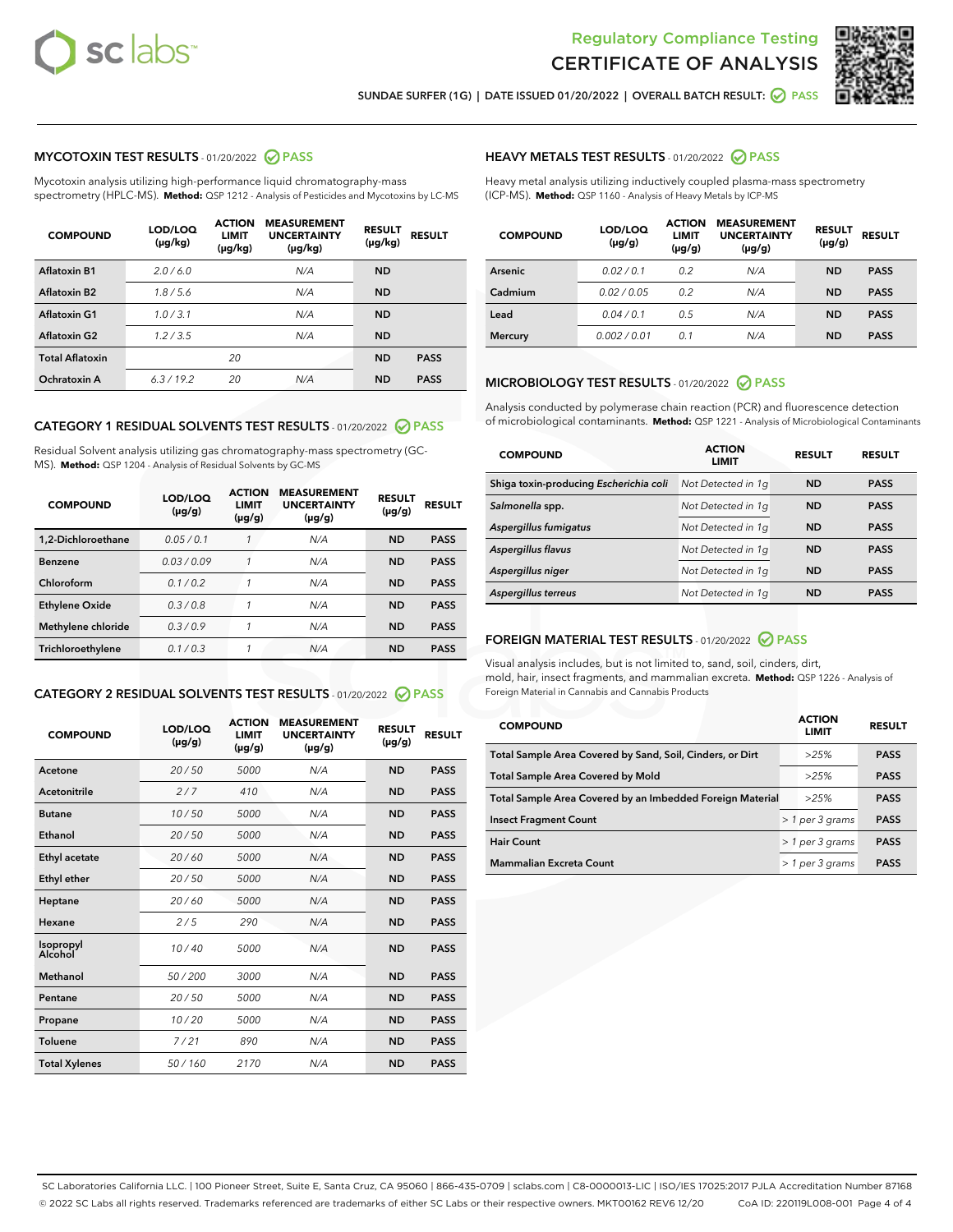Regulatory Compliance Testing

# CERTIFICATE OF ANALYSIS

SUNDAE SURFER (1G) | DATE ISSUED 01/20/2022 | OVERALL BATCH RESULT: PASS

## MYCOTOXIN TEST RESULTS - 01/20/2022 PASS

Mycotoxin analysis utilizing high-performance liquid chromatography-mass spectrometry (HPLC-MS). **Method:** QSP 1212 - Analysis of Pesticides and Mycotoxins by LC-MS

| COMPOUND | LOD/LOQ (µg/kg) | ACTION LIMIT (µg/kg) | MEASUREMENT UNCERTAINTY (µg/kg) | RESULT (µg/kg) | RESULT |
|---|---|---|---|---|---|
| Aflatoxin B1 | 2.0 / 6.0 | | N/A | ND | |
| Aflatoxin B2 | 1.8 / 5.6 | | N/A | ND | |
| Aflatoxin G1 | 1.0 / 3.1 | | N/A | ND | |
| Aflatoxin G2 | 1.2 / 3.5 | | N/A | ND | |
| Total Aflatoxin | | 20 | | ND | PASS |
| Ochratoxin A | 6.3 / 19.2 | 20 | N/A | ND | PASS |

## CATEGORY 1 RESIDUAL SOLVENTS TEST RESULTS - 01/20/2022 PASS

Residual Solvent analysis utilizing gas chromatography-mass spectrometry (GC-MS). **Method:** QSP 1204 - Analysis of Residual Solvents by GC-MS

| COMPOUND | LOD/LOQ (µg/g) | ACTION LIMIT (µg/g) | MEASUREMENT UNCERTAINTY (µg/g) | RESULT (µg/g) | RESULT |
|---|---|---|---|---|---|
| 1,2-Dichloroethane | 0.05 / 0.1 | 1 | N/A | ND | PASS |
| Benzene | 0.03 / 0.09 | 1 | N/A | ND | PASS |
| Chloroform | 0.1 / 0.2 | 1 | N/A | ND | PASS |
| Ethylene Oxide | 0.3 / 0.8 | 1 | N/A | ND | PASS |
| Methylene chloride | 0.3 / 0.9 | 1 | N/A | ND | PASS |
| Trichloroethylene | 0.1 / 0.3 | 1 | N/A | ND | PASS |

## CATEGORY 2 RESIDUAL SOLVENTS TEST RESULTS - 01/20/2022 PASS

| COMPOUND | LOD/LOQ (µg/g) | ACTION LIMIT (µg/g) | MEASUREMENT UNCERTAINTY (µg/g) | RESULT (µg/g) | RESULT |
|---|---|---|---|---|---|
| Acetone | 20 / 50 | 5000 | N/A | ND | PASS |
| Acetonitrile | 2 / 7 | 410 | N/A | ND | PASS |
| Butane | 10 / 50 | 5000 | N/A | ND | PASS |
| Ethanol | 20 / 50 | 5000 | N/A | ND | PASS |
| Ethyl acetate | 20 / 60 | 5000 | N/A | ND | PASS |
| Ethyl ether | 20 / 50 | 5000 | N/A | ND | PASS |
| Heptane | 20 / 60 | 5000 | N/A | ND | PASS |
| Hexane | 2 / 5 | 290 | N/A | ND | PASS |
| Isopropyl Alcohol | 10 / 40 | 5000 | N/A | ND | PASS |
| Methanol | 50 / 200 | 3000 | N/A | ND | PASS |
| Pentane | 20 / 50 | 5000 | N/A | ND | PASS |
| Propane | 10 / 20 | 5000 | N/A | ND | PASS |
| Toluene | 7 / 21 | 890 | N/A | ND | PASS |
| Total Xylenes | 50 / 160 | 2170 | N/A | ND | PASS |

## HEAVY METALS TEST RESULTS - 01/20/2022 PASS

Heavy metal analysis utilizing inductively coupled plasma-mass spectrometry (ICP-MS). **Method:** QSP 1160 - Analysis of Heavy Metals by ICP-MS

| COMPOUND | LOD/LOQ (µg/g) | ACTION LIMIT (µg/g) | MEASUREMENT UNCERTAINTY (µg/g) | RESULT (µg/g) | RESULT |
|---|---|---|---|---|---|
| Arsenic | 0.02 / 0.1 | 0.2 | N/A | ND | PASS |
| Cadmium | 0.02 / 0.05 | 0.2 | N/A | ND | PASS |
| Lead | 0.04 / 0.1 | 0.5 | N/A | ND | PASS |
| Mercury | 0.002 / 0.01 | 0.1 | N/A | ND | PASS |

## MICROBIOLOGY TEST RESULTS - 01/20/2022 PASS

Analysis conducted by polymerase chain reaction (PCR) and fluorescence detection of microbiological contaminants. **Method:** QSP 1221 - Analysis of Microbiological Contaminants

| COMPOUND | ACTION LIMIT | RESULT | RESULT |
|---|---|---|---|
| Shiga toxin-producing *Escherichia coli* | Not Detected in 1g | ND | PASS |
| *Salmonella* spp. | Not Detected in 1g | ND | PASS |
| *Aspergillus fumigatus* | Not Detected in 1g | ND | PASS |
| *Aspergillus flavus* | Not Detected in 1g | ND | PASS |
| *Aspergillus niger* | Not Detected in 1g | ND | PASS |
| *Aspergillus terreus* | Not Detected in 1g | ND | PASS |

## FOREIGN MATERIAL TEST RESULTS - 01/20/2022 PASS

Visual analysis includes, but is not limited to, sand, soil, cinders, dirt, mold, hair, insect fragments, and mammalian excreta. **Method:** QSP 1226 - Analysis of Foreign Material in Cannabis and Cannabis Products

| COMPOUND | ACTION LIMIT | RESULT |
|---|---|---|
| Total Sample Area Covered by Sand, Soil, Cinders, or Dirt | >25% | PASS |
| Total Sample Area Covered by Mold | >25% | PASS |
| Total Sample Area Covered by an Imbedded Foreign Material | >25% | PASS |
| Insect Fragment Count | > 1 per 3 grams | PASS |
| Hair Count | > 1 per 3 grams | PASS |
| Mammalian Excreta Count | > 1 per 3 grams | PASS |

SC Laboratories California LLC. | 100 Pioneer Street, Suite E, Santa Cruz, CA 95060 | 866-435-0709 | sclabs.com | C8-0000013-LIC | ISO/IES 17025:2017 PJLA Accreditation Number 87168
© 2022 SC Labs all rights reserved. Trademarks referenced are trademarks of either SC Labs or their respective owners. MKT00162 REV6 12/20 CoA ID: 220119L008-001